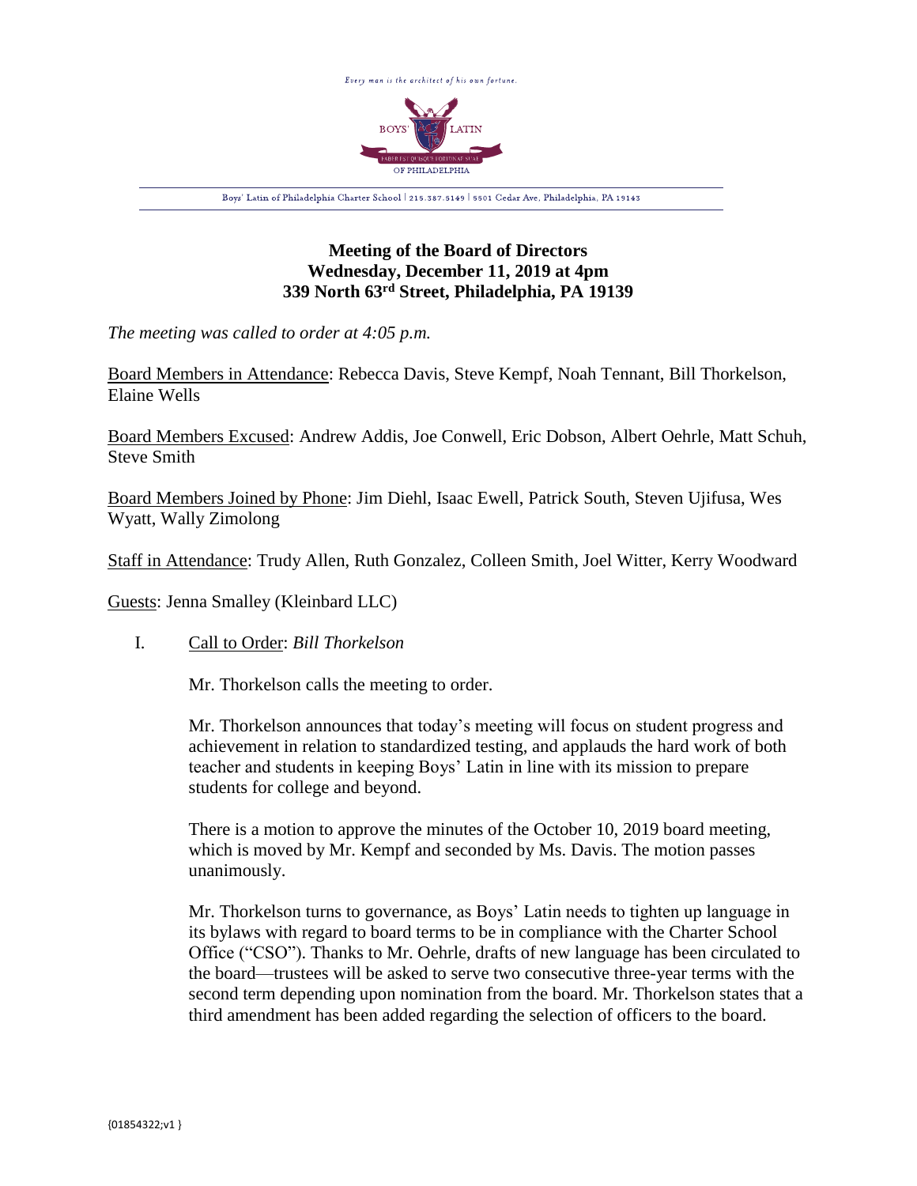Every man is the architect of his own fortune.

BOYS' LATIN

FABER EST QUISQUE FORTUNAE SUAE

OF PHILADELPHIA

Boys' Latin of Philadelphia Charter School | 215.387.5149 | 5501 Cedar Ave, Philadelphia, PA 19143

**Meeting of the Board of Directors**
**Wednesday, December 11, 2019 at 4pm**
**339 North 63rd Street, Philadelphia, PA 19139**

*The meeting was called to order at 4:05 p.m.*

Board Members in Attendance: Rebecca Davis, Steve Kempf, Noah Tennant, Bill Thorkelson, Elaine Wells

Board Members Excused: Andrew Addis, Joe Conwell, Eric Dobson, Albert Oehrle, Matt Schuh, Steve Smith

Board Members Joined by Phone: Jim Diehl, Isaac Ewell, Patrick South, Steven Ujifusa, Wes Wyatt, Wally Zimolong

Staff in Attendance: Trudy Allen, Ruth Gonzalez, Colleen Smith, Joel Witter, Kerry Woodward

Guests: Jenna Smalley (Kleinbard LLC)

I. Call to Order: *Bill Thorkelson*

Mr. Thorkelson calls the meeting to order.

Mr. Thorkelson announces that today's meeting will focus on student progress and achievement in relation to standardized testing, and applauds the hard work of both teacher and students in keeping Boys' Latin in line with its mission to prepare students for college and beyond.

There is a motion to approve the minutes of the October 10, 2019 board meeting, which is moved by Mr. Kempf and seconded by Ms. Davis. The motion passes unanimously.

Mr. Thorkelson turns to governance, as Boys' Latin needs to tighten up language in its bylaws with regard to board terms to be in compliance with the Charter School Office ("CSO"). Thanks to Mr. Oehrle, drafts of new language has been circulated to the board—trustees will be asked to serve two consecutive three-year terms with the second term depending upon nomination from the board. Mr. Thorkelson states that a third amendment has been added regarding the selection of officers to the board.

{01854322;v1 }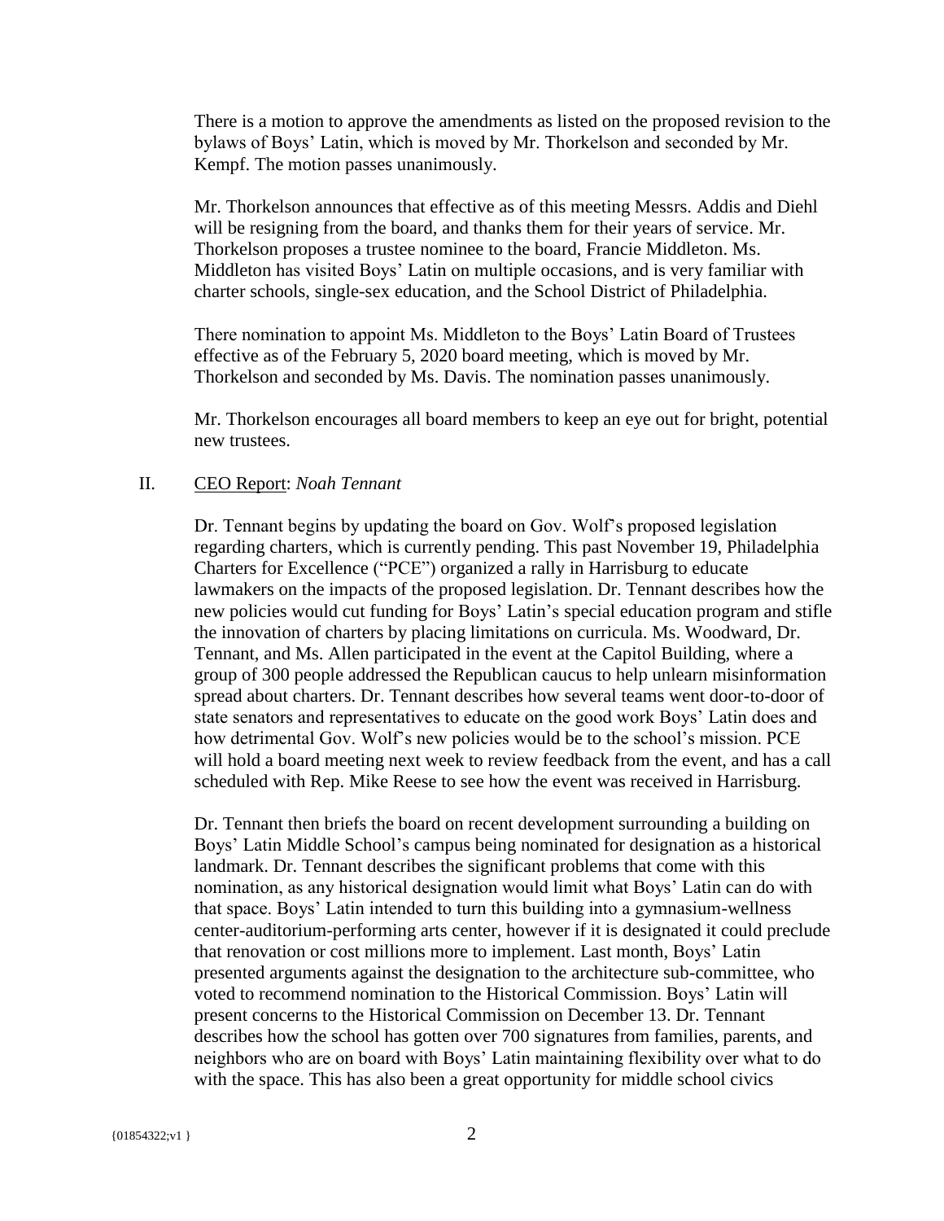There is a motion to approve the amendments as listed on the proposed revision to the bylaws of Boys' Latin, which is moved by Mr. Thorkelson and seconded by Mr. Kempf. The motion passes unanimously.

Mr. Thorkelson announces that effective as of this meeting Messrs. Addis and Diehl will be resigning from the board, and thanks them for their years of service. Mr. Thorkelson proposes a trustee nominee to the board, Francie Middleton. Ms. Middleton has visited Boys' Latin on multiple occasions, and is very familiar with charter schools, single-sex education, and the School District of Philadelphia.

There nomination to appoint Ms. Middleton to the Boys' Latin Board of Trustees effective as of the February 5, 2020 board meeting, which is moved by Mr. Thorkelson and seconded by Ms. Davis. The nomination passes unanimously.

Mr. Thorkelson encourages all board members to keep an eye out for bright, potential new trustees.

II. <u>CEO Report</u>: *Noah Tennant*

Dr. Tennant begins by updating the board on Gov. Wolf's proposed legislation regarding charters, which is currently pending. This past November 19, Philadelphia Charters for Excellence ("PCE") organized a rally in Harrisburg to educate lawmakers on the impacts of the proposed legislation. Dr. Tennant describes how the new policies would cut funding for Boys' Latin's special education program and stifle the innovation of charters by placing limitations on curricula. Ms. Woodward, Dr. Tennant, and Ms. Allen participated in the event at the Capitol Building, where a group of 300 people addressed the Republican caucus to help unlearn misinformation spread about charters. Dr. Tennant describes how several teams went door-to-door of state senators and representatives to educate on the good work Boys' Latin does and how detrimental Gov. Wolf's new policies would be to the school's mission. PCE will hold a board meeting next week to review feedback from the event, and has a call scheduled with Rep. Mike Reese to see how the event was received in Harrisburg.

Dr. Tennant then briefs the board on recent development surrounding a building on Boys' Latin Middle School's campus being nominated for designation as a historical landmark. Dr. Tennant describes the significant problems that come with this nomination, as any historical designation would limit what Boys' Latin can do with that space. Boys' Latin intended to turn this building into a gymnasium-wellness center-auditorium-performing arts center, however if it is designated it could preclude that renovation or cost millions more to implement. Last month, Boys' Latin presented arguments against the designation to the architecture sub-committee, who voted to recommend nomination to the Historical Commission. Boys' Latin will present concerns to the Historical Commission on December 13. Dr. Tennant describes how the school has gotten over 700 signatures from families, parents, and neighbors who are on board with Boys' Latin maintaining flexibility over what to do with the space. This has also been a great opportunity for middle school civics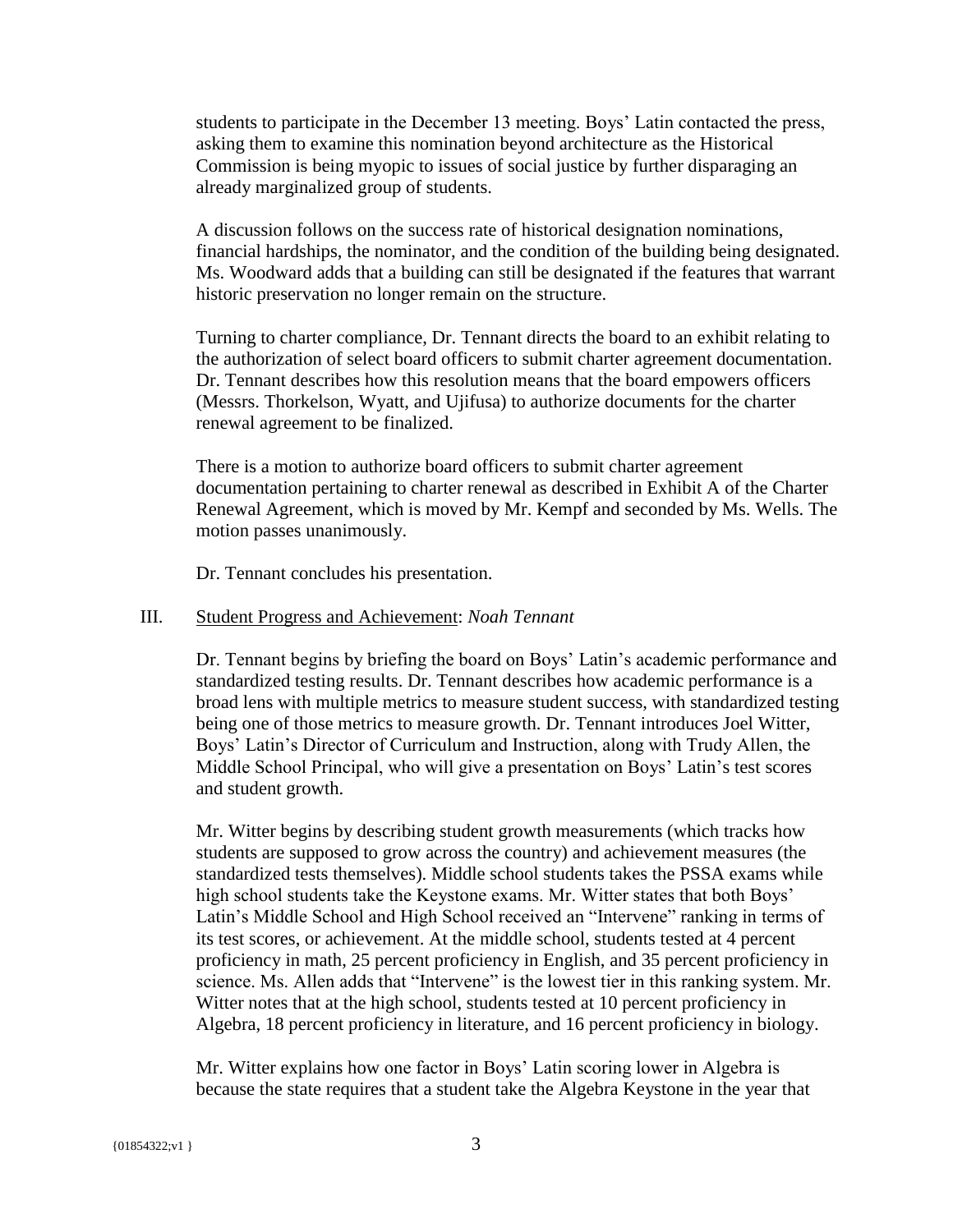students to participate in the December 13 meeting. Boys' Latin contacted the press, asking them to examine this nomination beyond architecture as the Historical Commission is being myopic to issues of social justice by further disparaging an already marginalized group of students.

A discussion follows on the success rate of historical designation nominations, financial hardships, the nominator, and the condition of the building being designated. Ms. Woodward adds that a building can still be designated if the features that warrant historic preservation no longer remain on the structure.

Turning to charter compliance, Dr. Tennant directs the board to an exhibit relating to the authorization of select board officers to submit charter agreement documentation. Dr. Tennant describes how this resolution means that the board empowers officers (Messrs. Thorkelson, Wyatt, and Ujifusa) to authorize documents for the charter renewal agreement to be finalized.

There is a motion to authorize board officers to submit charter agreement documentation pertaining to charter renewal as described in Exhibit A of the Charter Renewal Agreement, which is moved by Mr. Kempf and seconded by Ms. Wells. The motion passes unanimously.

Dr. Tennant concludes his presentation.

III. Student Progress and Achievement: *Noah Tennant*

Dr. Tennant begins by briefing the board on Boys' Latin's academic performance and standardized testing results. Dr. Tennant describes how academic performance is a broad lens with multiple metrics to measure student success, with standardized testing being one of those metrics to measure growth. Dr. Tennant introduces Joel Witter, Boys' Latin's Director of Curriculum and Instruction, along with Trudy Allen, the Middle School Principal, who will give a presentation on Boys' Latin's test scores and student growth.

Mr. Witter begins by describing student growth measurements (which tracks how students are supposed to grow across the country) and achievement measures (the standardized tests themselves). Middle school students takes the PSSA exams while high school students take the Keystone exams. Mr. Witter states that both Boys' Latin's Middle School and High School received an "Intervene" ranking in terms of its test scores, or achievement. At the middle school, students tested at 4 percent proficiency in math, 25 percent proficiency in English, and 35 percent proficiency in science. Ms. Allen adds that "Intervene" is the lowest tier in this ranking system. Mr. Witter notes that at the high school, students tested at 10 percent proficiency in Algebra, 18 percent proficiency in literature, and 16 percent proficiency in biology.

Mr. Witter explains how one factor in Boys' Latin scoring lower in Algebra is because the state requires that a student take the Algebra Keystone in the year that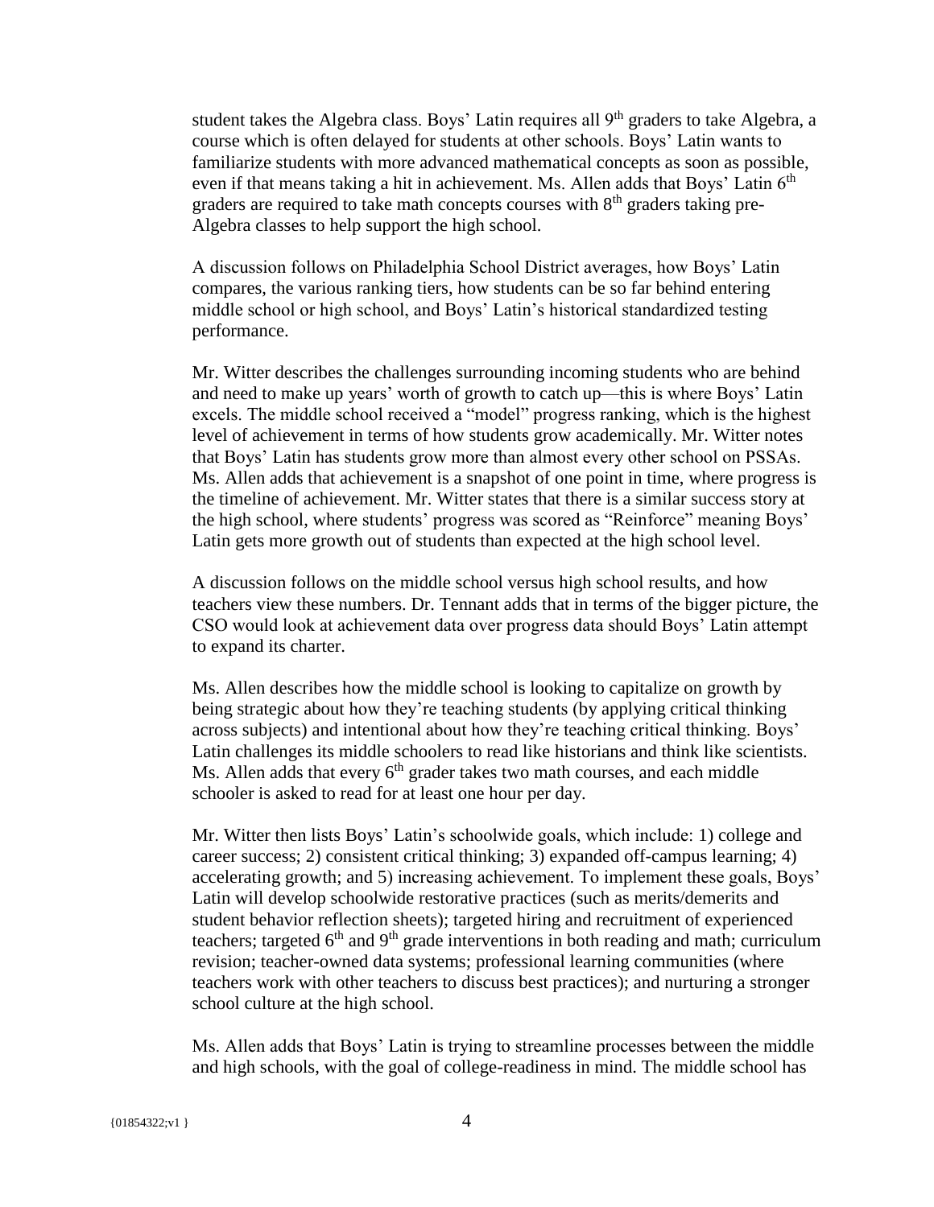student takes the Algebra class. Boys' Latin requires all 9th graders to take Algebra, a course which is often delayed for students at other schools. Boys' Latin wants to familiarize students with more advanced mathematical concepts as soon as possible, even if that means taking a hit in achievement. Ms. Allen adds that Boys' Latin 6th graders are required to take math concepts courses with 8th graders taking pre-Algebra classes to help support the high school.

A discussion follows on Philadelphia School District averages, how Boys' Latin compares, the various ranking tiers, how students can be so far behind entering middle school or high school, and Boys' Latin's historical standardized testing performance.

Mr. Witter describes the challenges surrounding incoming students who are behind and need to make up years' worth of growth to catch up—this is where Boys' Latin excels. The middle school received a "model" progress ranking, which is the highest level of achievement in terms of how students grow academically. Mr. Witter notes that Boys' Latin has students grow more than almost every other school on PSSAs. Ms. Allen adds that achievement is a snapshot of one point in time, where progress is the timeline of achievement. Mr. Witter states that there is a similar success story at the high school, where students' progress was scored as "Reinforce" meaning Boys' Latin gets more growth out of students than expected at the high school level.

A discussion follows on the middle school versus high school results, and how teachers view these numbers. Dr. Tennant adds that in terms of the bigger picture, the CSO would look at achievement data over progress data should Boys' Latin attempt to expand its charter.

Ms. Allen describes how the middle school is looking to capitalize on growth by being strategic about how they're teaching students (by applying critical thinking across subjects) and intentional about how they're teaching critical thinking. Boys' Latin challenges its middle schoolers to read like historians and think like scientists. Ms. Allen adds that every 6th grader takes two math courses, and each middle schooler is asked to read for at least one hour per day.

Mr. Witter then lists Boys' Latin's schoolwide goals, which include: 1) college and career success; 2) consistent critical thinking; 3) expanded off-campus learning; 4) accelerating growth; and 5) increasing achievement. To implement these goals, Boys' Latin will develop schoolwide restorative practices (such as merits/demerits and student behavior reflection sheets); targeted hiring and recruitment of experienced teachers; targeted 6th and 9th grade interventions in both reading and math; curriculum revision; teacher-owned data systems; professional learning communities (where teachers work with other teachers to discuss best practices); and nurturing a stronger school culture at the high school.

Ms. Allen adds that Boys' Latin is trying to streamline processes between the middle and high schools, with the goal of college-readiness in mind. The middle school has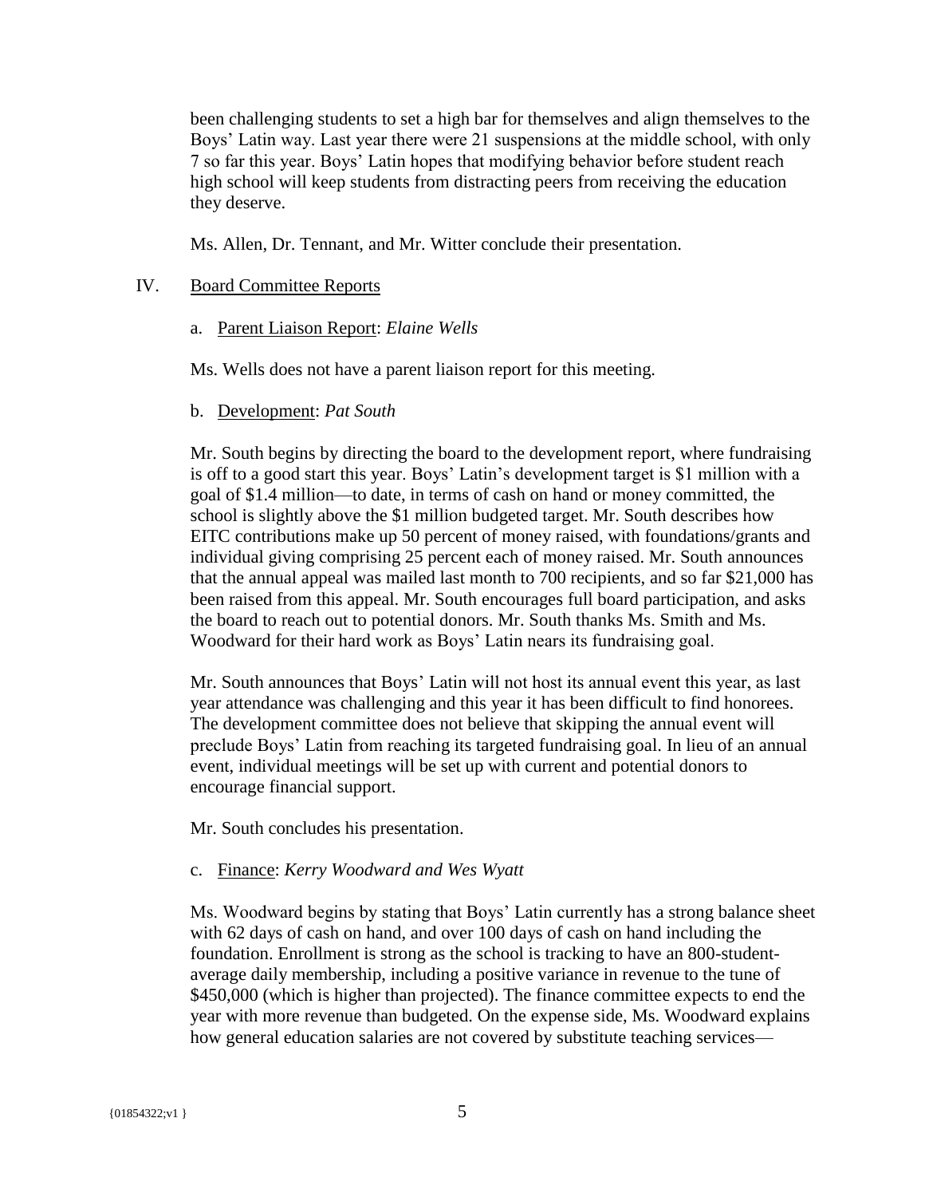been challenging students to set a high bar for themselves and align themselves to the Boys' Latin way. Last year there were 21 suspensions at the middle school, with only 7 so far this year. Boys' Latin hopes that modifying behavior before student reach high school will keep students from distracting peers from receiving the education they deserve.

Ms. Allen, Dr. Tennant, and Mr. Witter conclude their presentation.

IV. Board Committee Reports

a. Parent Liaison Report: *Elaine Wells*

Ms. Wells does not have a parent liaison report for this meeting.

b. Development: *Pat South*

Mr. South begins by directing the board to the development report, where fundraising is off to a good start this year. Boys' Latin's development target is $1 million with a goal of $1.4 million—to date, in terms of cash on hand or money committed, the school is slightly above the $1 million budgeted target. Mr. South describes how EITC contributions make up 50 percent of money raised, with foundations/grants and individual giving comprising 25 percent each of money raised. Mr. South announces that the annual appeal was mailed last month to 700 recipients, and so far $21,000 has been raised from this appeal. Mr. South encourages full board participation, and asks the board to reach out to potential donors. Mr. South thanks Ms. Smith and Ms. Woodward for their hard work as Boys' Latin nears its fundraising goal.

Mr. South announces that Boys' Latin will not host its annual event this year, as last year attendance was challenging and this year it has been difficult to find honorees. The development committee does not believe that skipping the annual event will preclude Boys' Latin from reaching its targeted fundraising goal. In lieu of an annual event, individual meetings will be set up with current and potential donors to encourage financial support.

Mr. South concludes his presentation.

c. Finance: *Kerry Woodward and Wes Wyatt*

Ms. Woodward begins by stating that Boys' Latin currently has a strong balance sheet with 62 days of cash on hand, and over 100 days of cash on hand including the foundation. Enrollment is strong as the school is tracking to have an 800-student-average daily membership, including a positive variance in revenue to the tune of $450,000 (which is higher than projected). The finance committee expects to end the year with more revenue than budgeted. On the expense side, Ms. Woodward explains how general education salaries are not covered by substitute teaching services—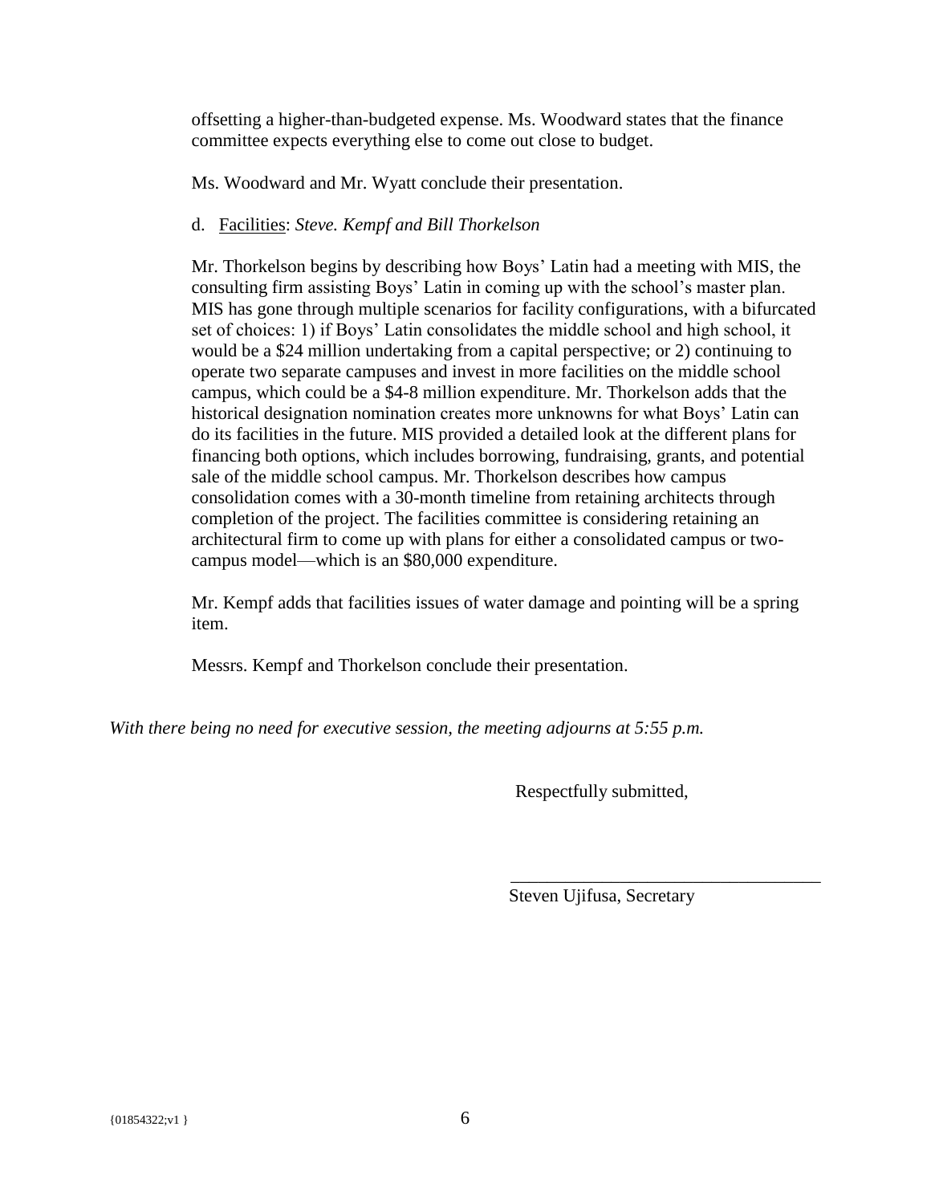offsetting a higher-than-budgeted expense. Ms. Woodward states that the finance committee expects everything else to come out close to budget.

Ms. Woodward and Mr. Wyatt conclude their presentation.

d. Facilities: *Steve. Kempf and Bill Thorkelson*

Mr. Thorkelson begins by describing how Boys' Latin had a meeting with MIS, the consulting firm assisting Boys' Latin in coming up with the school's master plan. MIS has gone through multiple scenarios for facility configurations, with a bifurcated set of choices: 1) if Boys' Latin consolidates the middle school and high school, it would be a $24 million undertaking from a capital perspective; or 2) continuing to operate two separate campuses and invest in more facilities on the middle school campus, which could be a $4-8 million expenditure. Mr. Thorkelson adds that the historical designation nomination creates more unknowns for what Boys' Latin can do its facilities in the future. MIS provided a detailed look at the different plans for financing both options, which includes borrowing, fundraising, grants, and potential sale of the middle school campus. Mr. Thorkelson describes how campus consolidation comes with a 30-month timeline from retaining architects through completion of the project. The facilities committee is considering retaining an architectural firm to come up with plans for either a consolidated campus or two-campus model—which is an $80,000 expenditure.

Mr. Kempf adds that facilities issues of water damage and pointing will be a spring item.

Messrs. Kempf and Thorkelson conclude their presentation.

*With there being no need for executive session, the meeting adjourns at 5:55 p.m.*

Respectfully submitted,

\_\_\_\_\_\_\_\_\_\_\_\_\_\_\_\_\_\_\_\_\_\_\_\_\_\_\_\_\_\_\_\_\_\_\_\_

Steven Ujifusa, Secretary

{01854322;v1 }